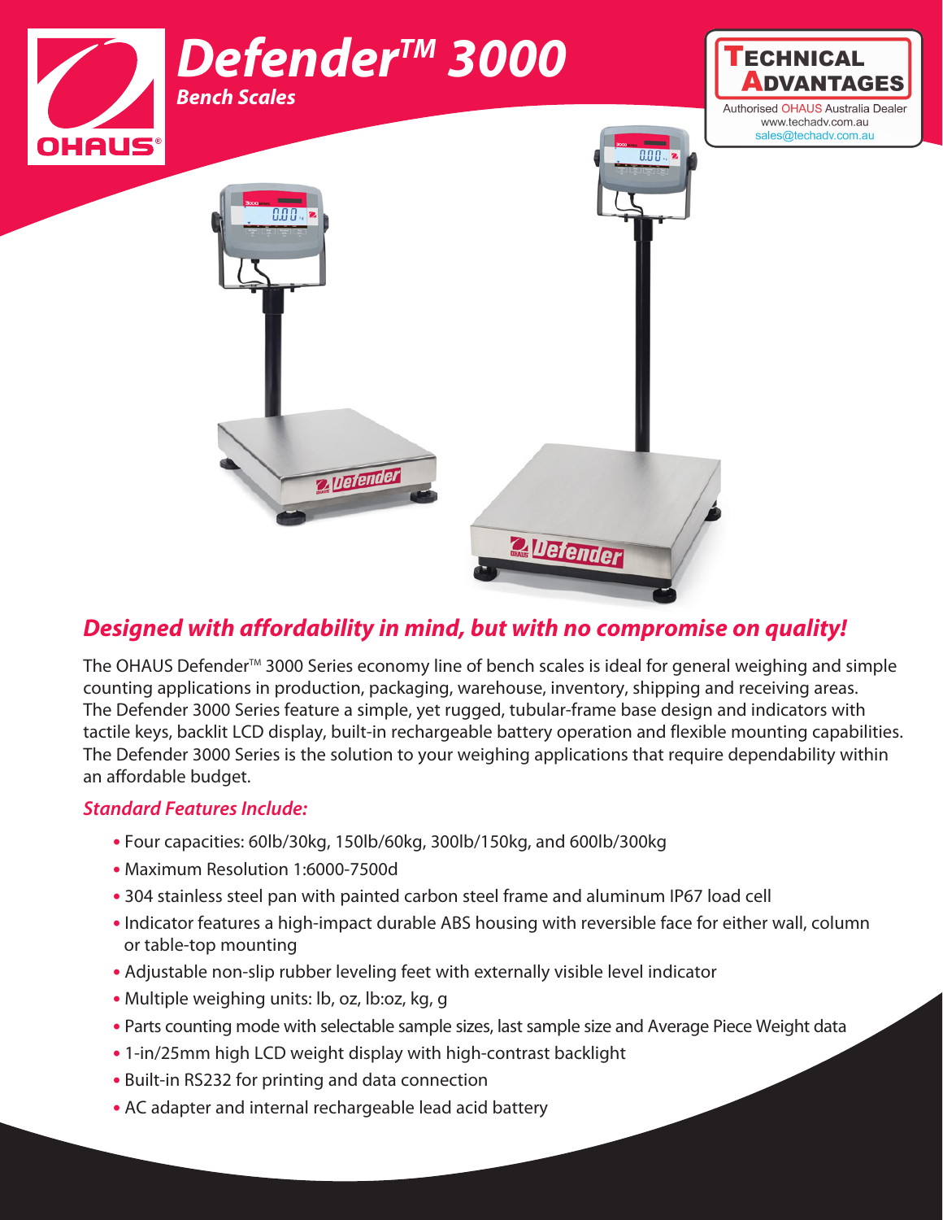# Defender™ 3000

## Bench Scales

OHAUS®

**TECHNICAL ADVANTAGES**
Authorised OHAUS Australia Dealer
www.techadv.com.au
sales@techadv.com.au

## *Designed with affordability in mind, but with no compromise on quality!*

The OHAUS Defender™ 3000 Series economy line of bench scales is ideal for general weighing and simple counting applications in production, packaging, warehouse, inventory, shipping and receiving areas. The Defender 3000 Series feature a simple, yet rugged, tubular-frame base design and indicators with tactile keys, backlit LCD display, built-in rechargeable battery operation and flexible mounting capabilities. The Defender 3000 Series is the solution to your weighing applications that require dependability within an affordable budget.

### *Standard Features Include:*

- Four capacities: 60lb/30kg, 150lb/60kg, 300lb/150kg, and 600lb/300kg
- Maximum Resolution 1:6000-7500d
- 304 stainless steel pan with painted carbon steel frame and aluminum IP67 load cell
- Indicator features a high-impact durable ABS housing with reversible face for either wall, column or table-top mounting
- Adjustable non-slip rubber leveling feet with externally visible level indicator
- Multiple weighing units: lb, oz, lb:oz, kg, g
- Parts counting mode with selectable sample sizes, last sample size and Average Piece Weight data
- 1-in/25mm high LCD weight display with high-contrast backlight
- Built-in RS232 for printing and data connection
- AC adapter and internal rechargeable lead acid battery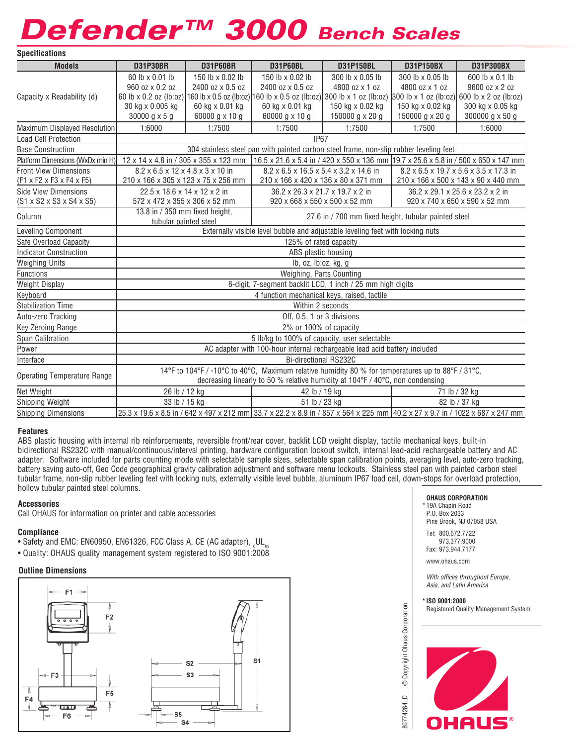# Defender™ 3000 Bench Scales

**Specifications**

| Models | D31P30BR | D31P60BR | D31P60BL | D31P150BL | D31P150BX | D31P300BX |
|---|---|---|---|---|---|---|
| Capacity x Readability (d) | 60 lb x 0.01 lb<br>960 oz x 0.2 oz<br>60 lb x 0.2 oz (lb:oz)<br>30 kg x 0.005 kg<br>30000 g x 5 g | 150 lb x 0.02 lb<br>2400 oz x 0.5 oz<br>160 lb x 0.5 oz (lb:oz)<br>60 kg x 0.01 kg<br>60000 g x 10 g | 150 lb x 0.02 lb<br>2400 oz x 0.5 oz<br>160 lb x 0.5 oz (lb:oz)<br>60 kg x 0.01 kg<br>60000 g x 10 g | 300 lb x 0.05 lb<br>4800 oz x 1 oz<br>300 lb x 1 oz (lb:oz)<br>150 kg x 0.02 kg<br>150000 g x 20 g | 300 lb x 0.05 lb<br>4800 oz x 1 oz<br>300 lb x 1 oz (lb:oz)<br>150 kg x 0.02 kg<br>150000 g x 20 g | 600 lb x 0.1 lb<br>9600 oz x 2 oz<br>600 lb x 2 oz (lb:oz)<br>300 kg x 0.05 kg<br>300000 g x 50 g |
| Maximum Displayed Resolution | 1:6000 | 1:7500 | 1:7500 | 1:7500 | 1:7500 | 1:6000 |
| Load Cell Protection | IP67 | | | | | |
| Base Construction | 304 stainless steel pan with painted carbon steel frame, non-slip rubber leveling feet | | | | | |
| Platform Dimensions (WxDx min H) | 12 x 14 x 4.8 in / 305 x 355 x 123 mm | | 16.5 x 21.6 x 5.4 in / 420 x 550 x 136 mm | | 19.7 x 25.6 x 5.8 in / 500 x 650 x 147 mm | |
| Front View Dimensions (F1 x F2 x F3 x F4 x F5) | 8.2 x 6.5 x 12 x 4.8 x 3 x 10 in<br>210 x 166 x 305 x 123 x 75 x 256 mm | | 8.2 x 6.5 x 16.5 x 5.4 x 3.2 x 14.6 in<br>210 x 166 x 420 x 136 x 80 x 371 mm | | 8.2 x 6.5 x 19.7 x 5.6 x 3.5 x 17.3 in<br>210 x 166 x 500 x 143 x 90 x 440 mm | |
| Side View Dimensions (S1 x S2 x S3 x S4 x S5) | 22.5 x 18.6 x 14 x 12 x 2 in<br>572 x 472 x 355 x 306 x 52 mm | | 36.2 x 26.3 x 21.7 x 19.7 x 2 in<br>920 x 668 x 550 x 500 x 52 mm | | 36.2 x 29.1 x 25.6 x 23.2 x 2 in<br>920 x 740 x 650 x 590 x 52 mm | |
| Column | 13.8 in / 350 mm fixed height, tubular painted steel | | 27.6 in / 700 mm fixed height, tubular painted steel | | | |
| Leveling Component | Externally visible level bubble and adjustable leveling feet with locking nuts | | | | | |
| Safe Overload Capacity | 125% of rated capacity | | | | | |
| Indicator Construction | ABS plastic housing | | | | | |
| Weighing Units | lb, oz, lb:oz, kg, g | | | | | |
| Functions | Weighing, Parts Counting | | | | | |
| Weight Display | 6-digit, 7-segment backlit LCD, 1 inch / 25 mm high digits | | | | | |
| Keyboard | 4 function mechanical keys, raised, tactile | | | | | |
| Stabilization Time | Within 2 seconds | | | | | |
| Auto-zero Tracking | Off, 0.5, 1 or 3 divisions | | | | | |
| Key Zeroing Range | 2% or 100% of capacity | | | | | |
| Span Calibration | 5 lb/kg to 100% of capacity, user selectable | | | | | |
| Power | AC adapter with 100-hour internal rechargeable lead acid battery included | | | | | |
| Interface | Bi-directional RS232C | | | | | |
| Operating Temperature Range | 14°F to 104°F / -10°C to 40°C, Maximum relative humidity 80 % for temperatures up to 88°F / 31°C, decreasing linearly to 50 % relative humidity at 104°F / 40°C, non condensing | | | | | |
| Net Weight | 26 lb / 12 kg | | 42 lb / 19 kg | | 71 lb / 32 kg | |
| Shipping Weight | 33 lb / 15 kg | | 51 lb / 23 kg | | 82 lb / 37 kg | |
| Shipping Dimensions | 25.3 x 19.6 x 8.5 in / 642 x 497 x 212 mm | | 33.7 x 22.2 x 8.9 in / 857 x 564 x 225 mm | | 40.2 x 27 x 9.7 in / 1022 x 687 x 247 mm | |

**Features**

ABS plastic housing with internal rib reinforcements, reversible front/rear cover, backlit LCD weight display, tactile mechanical keys, built-in bidirectional RS232C with manual/continuous/interval printing, hardware configuration lockout switch, internal lead-acid rechargeable battery and AC adapter. Software included for parts counting mode with selectable sample sizes, selectable span calibration points, averaging level, auto-zero tracking, battery saving auto-off, Geo Code geographical gravity calibration adjustment and software menu lockouts. Stainless steel pan with painted carbon steel tubular frame, non-slip rubber leveling feet with locking nuts, externally visible level bubble, aluminum IP67 load cell, down-stops for overload protection, hollow tubular painted steel columns.

**Accessories**

Call OHAUS for information on printer and cable accessories

**Compliance**

- Safety and EMC: EN60950, EN61326, FCC Class A, CE (AC adapter), cULus
- Quality: OHAUS quality management system registered to ISO 9001:2008

**Outline Dimensions**

F1
F2
F3
F4
F5
F6
S1
S2
S3
S4
S5

**OHAUS CORPORATION**
* 19A Chapin Road
P.O. Box 2033
Pine Brook, NJ 07058 USA

Tel: 800.672.7722
973.377.9000
Fax: 973.944.7177

www.ohaus.com

*With offices throughout Europe, Asia, and Latin America*

**\* ISO 9001:2000**
Registered Quality Management System

80774284_D © Copyright Ohaus Corporation

OHAUS®